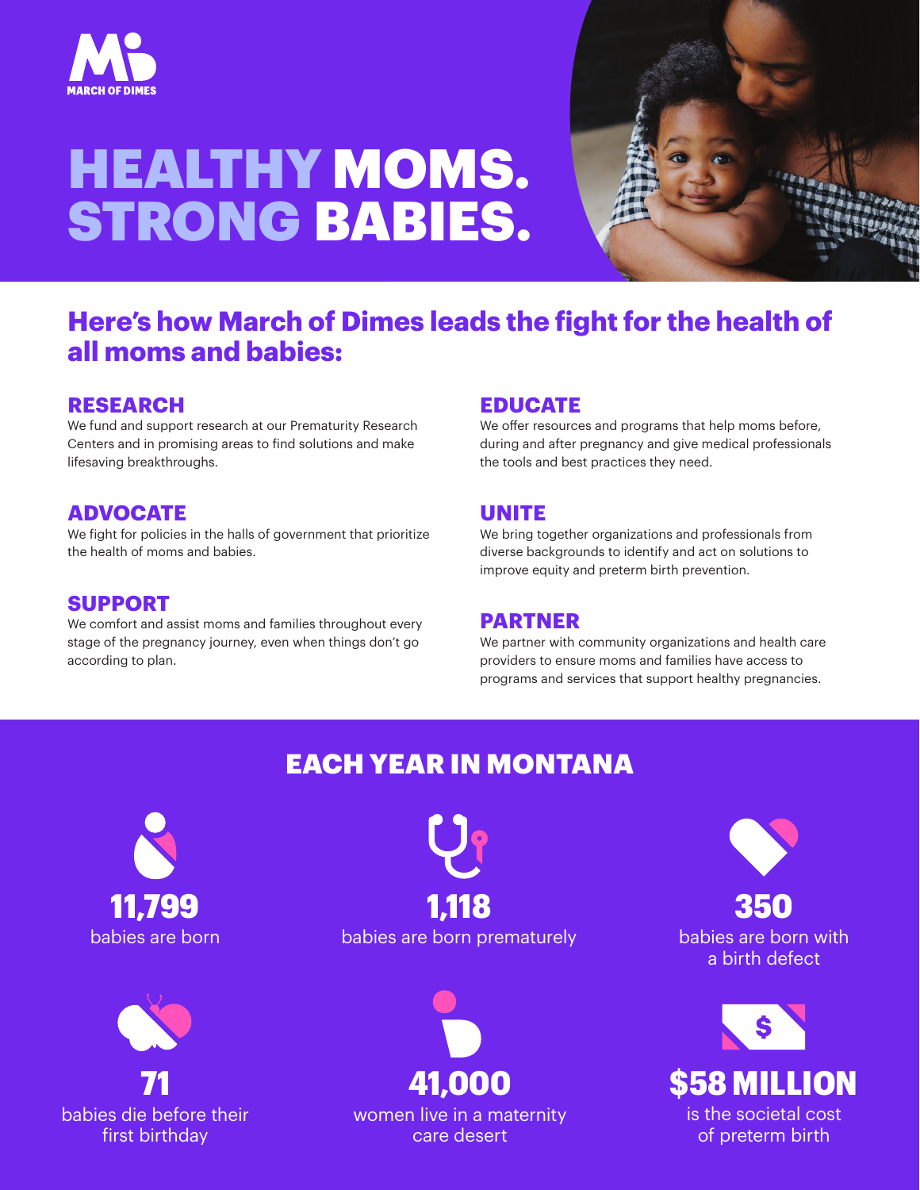MARCH OF DIMES

# HEALTHY MOMS. STRONG BABIES.

## Here's how March of Dimes leads the fight for the health of all moms and babies:

### RESEARCH
We fund and support research at our Prematurity Research Centers and in promising areas to find solutions and make lifesaving breakthroughs.

### ADVOCATE
We fight for policies in the halls of government that prioritize the health of moms and babies.

### SUPPORT
We comfort and assist moms and families throughout every stage of the pregnancy journey, even when things don't go according to plan.

### EDUCATE
We offer resources and programs that help moms before, during and after pregnancy and give medical professionals the tools and best practices they need.

### UNITE
We bring together organizations and professionals from diverse backgrounds to identify and act on solutions to improve equity and preterm birth prevention.

### PARTNER
We partner with community organizations and health care providers to ensure moms and families have access to programs and services that support healthy pregnancies.

## EACH YEAR IN MONTANA

**11,799**
babies are born

**1,118**
babies are born prematurely

**350**
babies are born with a birth defect

**71**
babies die before their first birthday

**41,000**
women live in a maternity care desert

**$58 MILLION**
is the societal cost of preterm birth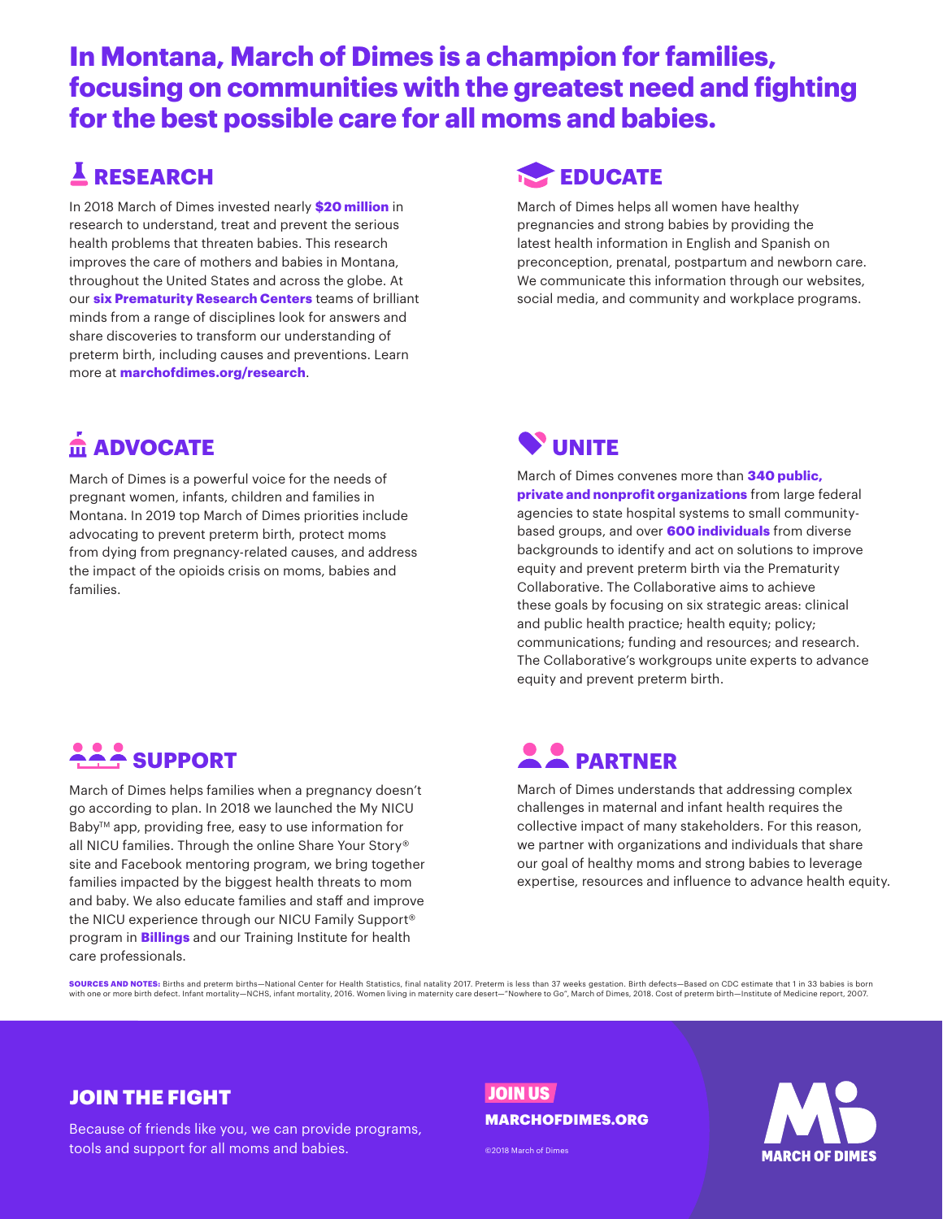# In Montana, March of Dimes is a champion for families, focusing on communities with the greatest need and fighting for the best possible care for all moms and babies.

## RESEARCH

In 2018 March of Dimes invested nearly **$20 million** in research to understand, treat and prevent the serious health problems that threaten babies. This research improves the care of mothers and babies in Montana, throughout the United States and across the globe. At our **six Prematurity Research Centers** teams of brilliant minds from a range of disciplines look for answers and share discoveries to transform our understanding of preterm birth, including causes and preventions. Learn more at **marchofdimes.org/research**.

## EDUCATE

March of Dimes helps all women have healthy pregnancies and strong babies by providing the latest health information in English and Spanish on preconception, prenatal, postpartum and newborn care. We communicate this information through our websites, social media, and community and workplace programs.

## ADVOCATE

March of Dimes is a powerful voice for the needs of pregnant women, infants, children and families in Montana. In 2019 top March of Dimes priorities include advocating to prevent preterm birth, protect moms from dying from pregnancy-related causes, and address the impact of the opioids crisis on moms, babies and families.

## UNITE

March of Dimes convenes more than **340 public, private and nonprofit organizations** from large federal agencies to state hospital systems to small community-based groups, and over **600 individuals** from diverse backgrounds to identify and act on solutions to improve equity and prevent preterm birth via the Prematurity Collaborative. The Collaborative aims to achieve these goals by focusing on six strategic areas: clinical and public health practice; health equity; policy; communications; funding and resources; and research. The Collaborative's workgroups unite experts to advance equity and prevent preterm birth.

## SUPPORT

March of Dimes helps families when a pregnancy doesn't go according to plan. In 2018 we launched the My NICU Baby™ app, providing free, easy to use information for all NICU families. Through the online Share Your Story® site and Facebook mentoring program, we bring together families impacted by the biggest health threats to mom and baby. We also educate families and staff and improve the NICU experience through our NICU Family Support® program in **Billings** and our Training Institute for health care professionals.

## PARTNER

March of Dimes understands that addressing complex challenges in maternal and infant health requires the collective impact of many stakeholders. For this reason, we partner with organizations and individuals that share our goal of healthy moms and strong babies to leverage expertise, resources and influence to advance health equity.

**SOURCES AND NOTES:** Births and preterm births—National Center for Health Statistics, final natality 2017. Preterm is less than 37 weeks gestation. Birth defects—Based on CDC estimate that 1 in 33 babies is born with one or more birth defect. Infant mortality—NCHS, infant mortality, 2016. Women living in maternity care desert—"Nowhere to Go", March of Dimes, 2018. Cost of preterm birth—Institute of Medicine report, 2007.

## JOIN THE FIGHT

Because of friends like you, we can provide programs, tools and support for all moms and babies.

**JOIN US**

**MARCHOFDIMES.ORG**

©2018 March of Dimes

MARCH OF DIMES